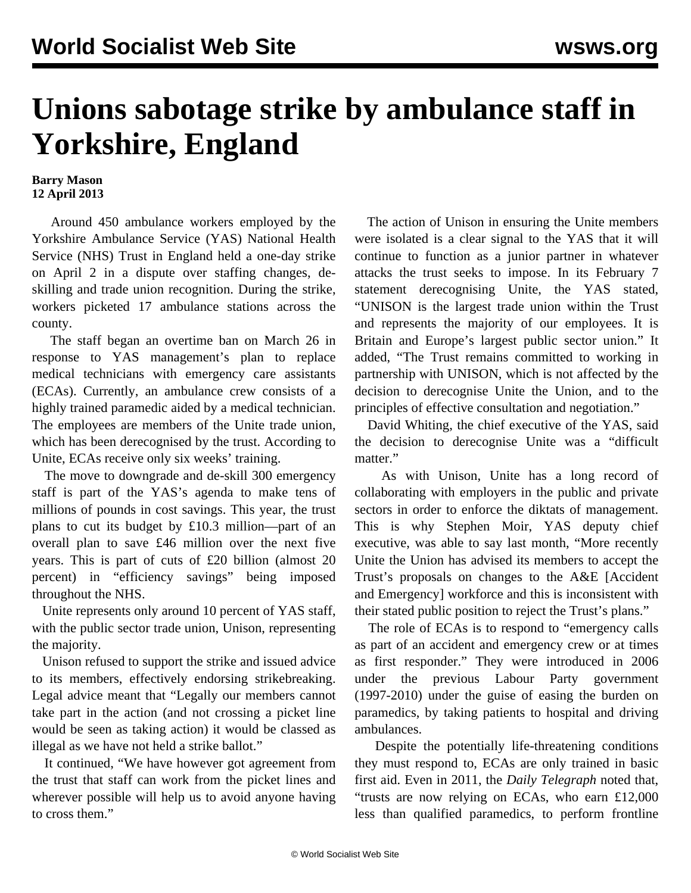# Unions sabotage strike by ambulance staff in Yorkshire, England

**Barry Mason**
**12 April 2013**

Around 450 ambulance workers employed by the Yorkshire Ambulance Service (YAS) National Health Service (NHS) Trust in England held a one-day strike on April 2 in a dispute over staffing changes, de-skilling and trade union recognition. During the strike, workers picketed 17 ambulance stations across the county.

The staff began an overtime ban on March 26 in response to YAS management's plan to replace medical technicians with emergency care assistants (ECAs). Currently, an ambulance crew consists of a highly trained paramedic aided by a medical technician. The employees are members of the Unite trade union, which has been derecognised by the trust. According to Unite, ECAs receive only six weeks' training.

The move to downgrade and de-skill 300 emergency staff is part of the YAS's agenda to make tens of millions of pounds in cost savings. This year, the trust plans to cut its budget by £10.3 million—part of an overall plan to save £46 million over the next five years. This is part of cuts of £20 billion (almost 20 percent) in "efficiency savings" being imposed throughout the NHS.

Unite represents only around 10 percent of YAS staff, with the public sector trade union, Unison, representing the majority.

Unison refused to support the strike and issued advice to its members, effectively endorsing strikebreaking. Legal advice meant that "Legally our members cannot take part in the action (and not crossing a picket line would be seen as taking action) it would be classed as illegal as we have not held a strike ballot."

It continued, "We have however got agreement from the trust that staff can work from the picket lines and wherever possible will help us to avoid anyone having to cross them."

The action of Unison in ensuring the Unite members were isolated is a clear signal to the YAS that it will continue to function as a junior partner in whatever attacks the trust seeks to impose. In its February 7 statement derecognising Unite, the YAS stated, "UNISON is the largest trade union within the Trust and represents the majority of our employees. It is Britain and Europe's largest public sector union." It added, "The Trust remains committed to working in partnership with UNISON, which is not affected by the decision to derecognise Unite the Union, and to the principles of effective consultation and negotiation."

David Whiting, the chief executive of the YAS, said the decision to derecognise Unite was a "difficult matter."

As with Unison, Unite has a long record of collaborating with employers in the public and private sectors in order to enforce the diktats of management. This is why Stephen Moir, YAS deputy chief executive, was able to say last month, "More recently Unite the Union has advised its members to accept the Trust's proposals on changes to the A&E [Accident and Emergency] workforce and this is inconsistent with their stated public position to reject the Trust's plans."

The role of ECAs is to respond to "emergency calls as part of an accident and emergency crew or at times as first responder." They were introduced in 2006 under the previous Labour Party government (1997-2010) under the guise of easing the burden on paramedics, by taking patients to hospital and driving ambulances.

Despite the potentially life-threatening conditions they must respond to, ECAs are only trained in basic first aid. Even in 2011, the *Daily Telegraph* noted that, "trusts are now relying on ECAs, who earn £12,000 less than qualified paramedics, to perform frontline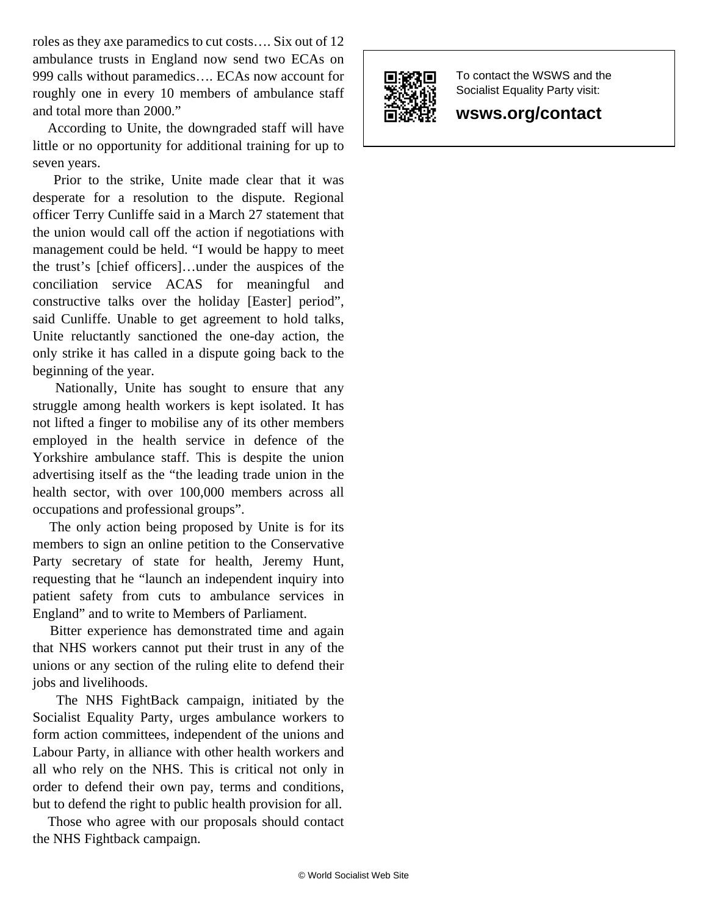roles as they axe paramedics to cut costs…. Six out of 12 ambulance trusts in England now send two ECAs on 999 calls without paramedics…. ECAs now account for roughly one in every 10 members of ambulance staff and total more than 2000."

According to Unite, the downgraded staff will have little or no opportunity for additional training for up to seven years.

Prior to the strike, Unite made clear that it was desperate for a resolution to the dispute. Regional officer Terry Cunliffe said in a March 27 statement that the union would call off the action if negotiations with management could be held. "I would be happy to meet the trust's [chief officers]…under the auspices of the conciliation service ACAS for meaningful and constructive talks over the holiday [Easter] period", said Cunliffe. Unable to get agreement to hold talks, Unite reluctantly sanctioned the one-day action, the only strike it has called in a dispute going back to the beginning of the year.

Nationally, Unite has sought to ensure that any struggle among health workers is kept isolated. It has not lifted a finger to mobilise any of its other members employed in the health service in defence of the Yorkshire ambulance staff. This is despite the union advertising itself as the "the leading trade union in the health sector, with over 100,000 members across all occupations and professional groups".

The only action being proposed by Unite is for its members to sign an online petition to the Conservative Party secretary of state for health, Jeremy Hunt, requesting that he "launch an independent inquiry into patient safety from cuts to ambulance services in England" and to write to Members of Parliament.

Bitter experience has demonstrated time and again that NHS workers cannot put their trust in any of the unions or any section of the ruling elite to defend their jobs and livelihoods.

The NHS FightBack campaign, initiated by the Socialist Equality Party, urges ambulance workers to form action committees, independent of the unions and Labour Party, in alliance with other health workers and all who rely on the NHS. This is critical not only in order to defend their own pay, terms and conditions, but to defend the right to public health provision for all.

Those who agree with our proposals should contact the NHS Fightback campaign.

To contact the WSWS and the Socialist Equality Party visit:

**wsws.org/contact**